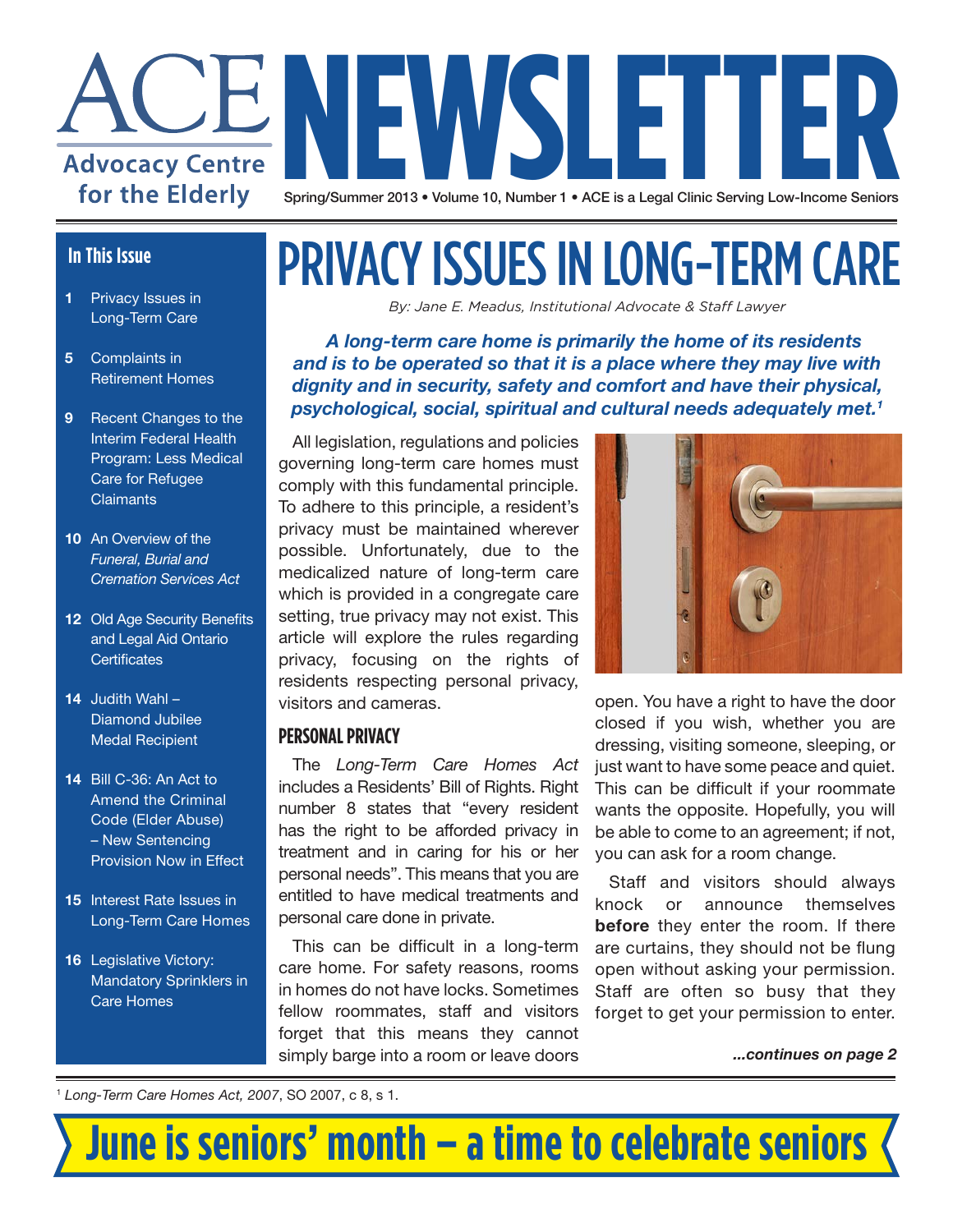# ACE NEWSLETTER

Advocacy Centre for the Elderly

Spring/Summer 2013 • Volume 10, Number 1 • ACE is a Legal Clinic Serving Low-Income Seniors

## In This Issue

- **1** Privacy Issues in Long-Term Care
- **5** Complaints in Retirement Homes
- **9** Recent Changes to the Interim Federal Health Program: Less Medical Care for Refugee Claimants
- **10** An Overview of the *Funeral, Burial and Cremation Services Act*
- **12** Old Age Security Benefits and Legal Aid Ontario Certificates
- **14** Judith Wahl – Diamond Jubilee Medal Recipient
- **14** Bill C-36: An Act to Amend the Criminal Code (Elder Abuse) – New Sentencing Provision Now in Effect
- **15** Interest Rate Issues in Long-Term Care Homes
- **16** Legislative Victory: Mandatory Sprinklers in Care Homes

# PRIVACY ISSUES IN LONG-TERM CARE

*By: Jane E. Meadus, Institutional Advocate & Staff Lawyer*

***A long-term care home is primarily the home of its residents and is to be operated so that it is a place where they may live with dignity and in security, safety and comfort and have their physical, psychological, social, spiritual and cultural needs adequately met.[1]***

All legislation, regulations and policies governing long-term care homes must comply with this fundamental principle. To adhere to this principle, a resident's privacy must be maintained wherever possible. Unfortunately, due to the medicalized nature of long-term care which is provided in a congregate care setting, true privacy may not exist. This article will explore the rules regarding privacy, focusing on the rights of residents respecting personal privacy, visitors and cameras.

## PERSONAL PRIVACY

The *Long-Term Care Homes Act* includes a Residents' Bill of Rights. Right number 8 states that "every resident has the right to be afforded privacy in treatment and in caring for his or her personal needs". This means that you are entitled to have medical treatments and personal care done in private.

This can be difficult in a long-term care home. For safety reasons, rooms in homes do not have locks. Sometimes fellow roommates, staff and visitors forget that this means they cannot simply barge into a room or leave doors open. You have a right to have the door closed if you wish, whether you are dressing, visiting someone, sleeping, or just want to have some peace and quiet. This can be difficult if your roommate wants the opposite. Hopefully, you will be able to come to an agreement; if not, you can ask for a room change.

Staff and visitors should always knock or announce themselves **before** they enter the room. If there are curtains, they should not be flung open without asking your permission. Staff are often so busy that they forget to get your permission to enter.

***...continues on page 2***

[1] *Long-Term Care Homes Act, 2007*, SO 2007, c 8, s 1.

**June is seniors' month – a time to celebrate seniors**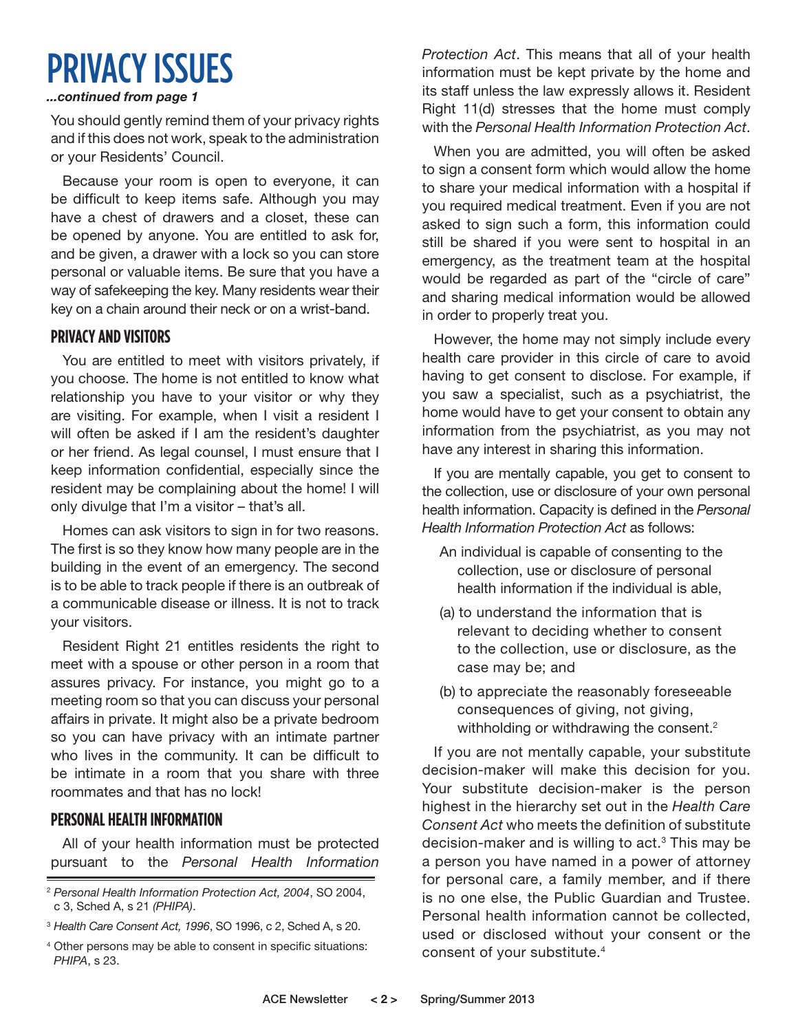# PRIVACY ISSUES

***...continued from page 1***

You should gently remind them of your privacy rights and if this does not work, speak to the administration or your Residents' Council.

Because your room is open to everyone, it can be difficult to keep items safe. Although you may have a chest of drawers and a closet, these can be opened by anyone. You are entitled to ask for, and be given, a drawer with a lock so you can store personal or valuable items. Be sure that you have a way of safekeeping the key. Many residents wear their key on a chain around their neck or on a wrist-band.

## PRIVACY AND VISITORS

You are entitled to meet with visitors privately, if you choose. The home is not entitled to know what relationship you have to your visitor or why they are visiting. For example, when I visit a resident I will often be asked if I am the resident's daughter or her friend. As legal counsel, I must ensure that I keep information confidential, especially since the resident may be complaining about the home! I will only divulge that I'm a visitor – that's all.

Homes can ask visitors to sign in for two reasons. The first is so they know how many people are in the building in the event of an emergency. The second is to be able to track people if there is an outbreak of a communicable disease or illness. It is not to track your visitors.

Resident Right 21 entitles residents the right to meet with a spouse or other person in a room that assures privacy. For instance, you might go to a meeting room so that you can discuss your personal affairs in private. It might also be a private bedroom so you can have privacy with an intimate partner who lives in the community. It can be difficult to be intimate in a room that you share with three roommates and that has no lock!

## PERSONAL HEALTH INFORMATION

All of your health information must be protected pursuant to the *Personal Health Information Protection Act*. This means that all of your health information must be kept private by the home and its staff unless the law expressly allows it. Resident Right 11(d) stresses that the home must comply with the *Personal Health Information Protection Act*.

When you are admitted, you will often be asked to sign a consent form which would allow the home to share your medical information with a hospital if you required medical treatment. Even if you are not asked to sign such a form, this information could still be shared if you were sent to hospital in an emergency, as the treatment team at the hospital would be regarded as part of the "circle of care" and sharing medical information would be allowed in order to properly treat you.

However, the home may not simply include every health care provider in this circle of care to avoid having to get consent to disclose. For example, if you saw a specialist, such as a psychiatrist, the home would have to get your consent to obtain any information from the psychiatrist, as you may not have any interest in sharing this information.

If you are mentally capable, you get to consent to the collection, use or disclosure of your own personal health information. Capacity is defined in the *Personal Health Information Protection Act* as follows:

> An individual is capable of consenting to the collection, use or disclosure of personal health information if the individual is able,
>
> (a) to understand the information that is relevant to deciding whether to consent to the collection, use or disclosure, as the case may be; and
>
> (b) to appreciate the reasonably foreseeable consequences of giving, not giving, withholding or withdrawing the consent.[2]

If you are not mentally capable, your substitute decision-maker will make this decision for you. Your substitute decision-maker is the person highest in the hierarchy set out in the *Health Care Consent Act* who meets the definition of substitute decision-maker and is willing to act.[3] This may be a person you have named in a power of attorney for personal care, a family member, and if there is no one else, the Public Guardian and Trustee. Personal health information cannot be collected, used or disclosed without your consent or the consent of your substitute.[4]

---

[2] *Personal Health Information Protection Act, 2004*, SO 2004, c 3, Sched A, s 21 *(PHIPA)*.

[3] *Health Care Consent Act, 1996*, SO 1996, c 2, Sched A, s 20.

[4] Other persons may be able to consent in specific situations: *PHIPA*, s 23.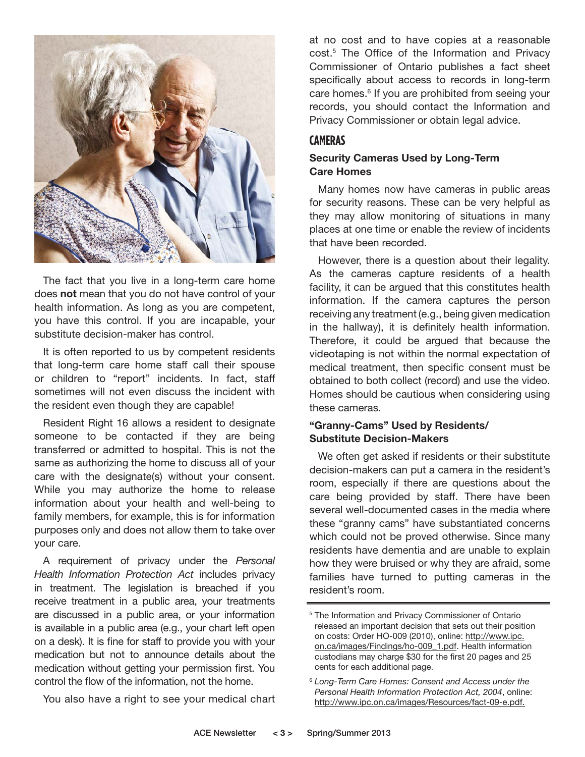The fact that you live in a long-term care home does **not** mean that you do not have control of your health information. As long as you are competent, you have this control. If you are incapable, your substitute decision-maker has control.

It is often reported to us by competent residents that long-term care home staff call their spouse or children to "report" incidents. In fact, staff sometimes will not even discuss the incident with the resident even though they are capable!

Resident Right 16 allows a resident to designate someone to be contacted if they are being transferred or admitted to hospital. This is not the same as authorizing the home to discuss all of your care with the designate(s) without your consent. While you may authorize the home to release information about your health and well-being to family members, for example, this is for information purposes only and does not allow them to take over your care.

A requirement of privacy under the *Personal Health Information Protection Act* includes privacy in treatment. The legislation is breached if you receive treatment in a public area, your treatments are discussed in a public area, or your information is available in a public area (e.g., your chart left open on a desk). It is fine for staff to provide you with your medication but not to announce details about the medication without getting your permission first. You control the flow of the information, not the home.

You also have a right to see your medical chart at no cost and to have copies at a reasonable cost.[5] The Office of the Information and Privacy Commissioner of Ontario publishes a fact sheet specifically about access to records in long-term care homes.[6] If you are prohibited from seeing your records, you should contact the Information and Privacy Commissioner or obtain legal advice.

## CAMERAS

### Security Cameras Used by Long-Term Care Homes

Many homes now have cameras in public areas for security reasons. These can be very helpful as they may allow monitoring of situations in many places at one time or enable the review of incidents that have been recorded.

However, there is a question about their legality. As the cameras capture residents of a health facility, it can be argued that this constitutes health information. If the camera captures the person receiving any treatment (e.g., being given medication in the hallway), it is definitely health information. Therefore, it could be argued that because the videotaping is not within the normal expectation of medical treatment, then specific consent must be obtained to both collect (record) and use the video. Homes should be cautious when considering using these cameras.

### "Granny-Cams" Used by Residents/ Substitute Decision-Makers

We often get asked if residents or their substitute decision-makers can put a camera in the resident's room, especially if there are questions about the care being provided by staff. There have been several well-documented cases in the media where these "granny cams" have substantiated concerns which could not be proved otherwise. Since many residents have dementia and are unable to explain how they were bruised or why they are afraid, some families have turned to putting cameras in the resident's room.

---

[5] The Information and Privacy Commissioner of Ontario released an important decision that sets out their position on costs: Order HO-009 (2010), online: http://www.ipc.on.ca/images/Findings/ho-009_1.pdf. Health information custodians may charge $30 for the first 20 pages and 25 cents for each additional page.

[6] *Long-Term Care Homes: Consent and Access under the Personal Health Information Protection Act, 2004*, online: http://www.ipc.on.ca/images/Resources/fact-09-e.pdf.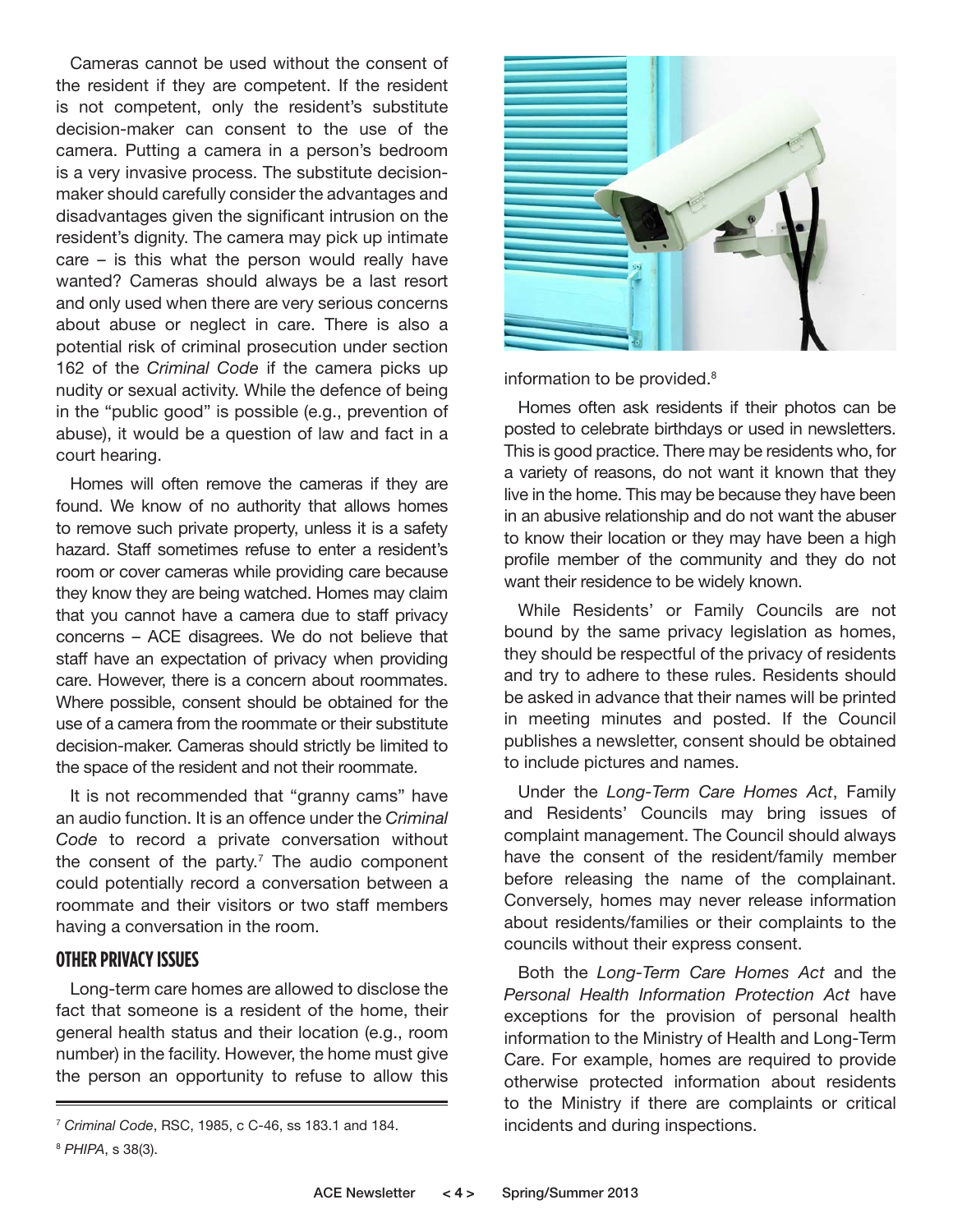Cameras cannot be used without the consent of the resident if they are competent. If the resident is not competent, only the resident's substitute decision-maker can consent to the use of the camera. Putting a camera in a person's bedroom is a very invasive process. The substitute decision-maker should carefully consider the advantages and disadvantages given the significant intrusion on the resident's dignity. The camera may pick up intimate care – is this what the person would really have wanted? Cameras should always be a last resort and only used when there are very serious concerns about abuse or neglect in care. There is also a potential risk of criminal prosecution under section 162 of the *Criminal Code* if the camera picks up nudity or sexual activity. While the defence of being in the "public good" is possible (e.g., prevention of abuse), it would be a question of law and fact in a court hearing.

Homes will often remove the cameras if they are found. We know of no authority that allows homes to remove such private property, unless it is a safety hazard. Staff sometimes refuse to enter a resident's room or cover cameras while providing care because they know they are being watched. Homes may claim that you cannot have a camera due to staff privacy concerns – ACE disagrees. We do not believe that staff have an expectation of privacy when providing care. However, there is a concern about roommates. Where possible, consent should be obtained for the use of a camera from the roommate or their substitute decision-maker. Cameras should strictly be limited to the space of the resident and not their roommate.

It is not recommended that "granny cams" have an audio function. It is an offence under the *Criminal Code* to record a private conversation without the consent of the party.[7] The audio component could potentially record a conversation between a roommate and their visitors or two staff members having a conversation in the room.

### OTHER PRIVACY ISSUES

Long-term care homes are allowed to disclose the fact that someone is a resident of the home, their general health status and their location (e.g., room number) in the facility. However, the home must give the person an opportunity to refuse to allow this information to be provided.[8]

Homes often ask residents if their photos can be posted to celebrate birthdays or used in newsletters. This is good practice. There may be residents who, for a variety of reasons, do not want it known that they live in the home. This may be because they have been in an abusive relationship and do not want the abuser to know their location or they may have been a high profile member of the community and they do not want their residence to be widely known.

While Residents' or Family Councils are not bound by the same privacy legislation as homes, they should be respectful of the privacy of residents and try to adhere to these rules. Residents should be asked in advance that their names will be printed in meeting minutes and posted. If the Council publishes a newsletter, consent should be obtained to include pictures and names.

Under the *Long-Term Care Homes Act*, Family and Residents' Councils may bring issues of complaint management. The Council should always have the consent of the resident/family member before releasing the name of the complainant. Conversely, homes may never release information about residents/families or their complaints to the councils without their express consent.

Both the *Long-Term Care Homes Act* and the *Personal Health Information Protection Act* have exceptions for the provision of personal health information to the Ministry of Health and Long-Term Care. For example, homes are required to provide otherwise protected information about residents to the Ministry if there are complaints or critical incidents and during inspections.

---

[7] *Criminal Code*, RSC, 1985, c C-46, ss 183.1 and 184.

[8] *PHIPA*, s 38(3).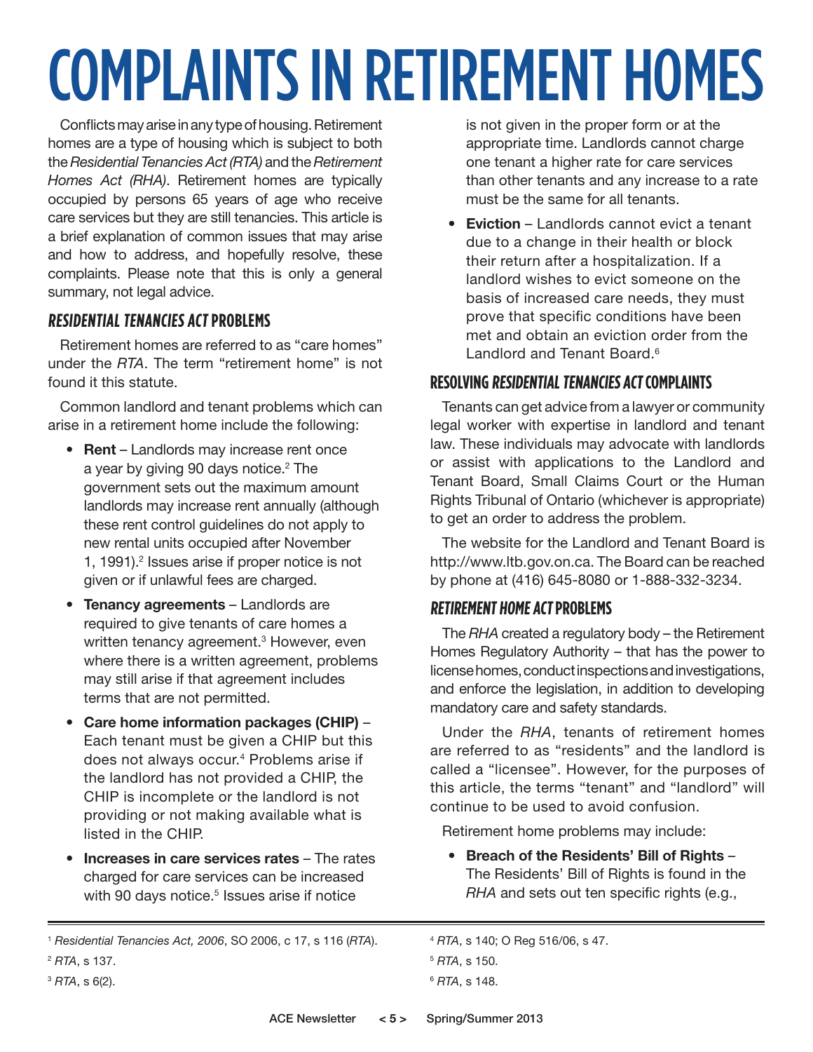# COMPLAINTS IN RETIREMENT HOMES

Conflicts may arise in any type of housing. Retirement homes are a type of housing which is subject to both the *Residential Tenancies Act (RTA)* and the *Retirement Homes Act (RHA)*. Retirement homes are typically occupied by persons 65 years of age who receive care services but they are still tenancies. This article is a brief explanation of common issues that may arise and how to address, and hopefully resolve, these complaints. Please note that this is only a general summary, not legal advice.

## *RESIDENTIAL TENANCIES ACT* PROBLEMS

Retirement homes are referred to as "care homes" under the *RTA*. The term "retirement home" is not found it this statute.

Common landlord and tenant problems which can arise in a retirement home include the following:

- **Rent** – Landlords may increase rent once a year by giving 90 days notice.[2] The government sets out the maximum amount landlords may increase rent annually (although these rent control guidelines do not apply to new rental units occupied after November 1, 1991).[2] Issues arise if proper notice is not given or if unlawful fees are charged.
- **Tenancy agreements** – Landlords are required to give tenants of care homes a written tenancy agreement.[3] However, even where there is a written agreement, problems may still arise if that agreement includes terms that are not permitted.
- **Care home information packages (CHIP)** – Each tenant must be given a CHIP but this does not always occur.[4] Problems arise if the landlord has not provided a CHIP, the CHIP is incomplete or the landlord is not providing or not making available what is listed in the CHIP.
- **Increases in care services rates** – The rates charged for care services can be increased with 90 days notice.[5] Issues arise if notice is not given in the proper form or at the appropriate time. Landlords cannot charge one tenant a higher rate for care services than other tenants and any increase to a rate must be the same for all tenants.
- **Eviction** – Landlords cannot evict a tenant due to a change in their health or block their return after a hospitalization. If a landlord wishes to evict someone on the basis of increased care needs, they must prove that specific conditions have been met and obtain an eviction order from the Landlord and Tenant Board.[6]

## RESOLVING *RESIDENTIAL TENANCIES ACT* COMPLAINTS

Tenants can get advice from a lawyer or community legal worker with expertise in landlord and tenant law. These individuals may advocate with landlords or assist with applications to the Landlord and Tenant Board, Small Claims Court or the Human Rights Tribunal of Ontario (whichever is appropriate) to get an order to address the problem.

The website for the Landlord and Tenant Board is http://www.ltb.gov.on.ca. The Board can be reached by phone at (416) 645-8080 or 1-888-332-3234.

## *RETIREMENT HOME ACT* PROBLEMS

The *RHA* created a regulatory body – the Retirement Homes Regulatory Authority – that has the power to license homes, conduct inspections and investigations, and enforce the legislation, in addition to developing mandatory care and safety standards.

Under the *RHA*, tenants of retirement homes are referred to as "residents" and the landlord is called a "licensee". However, for the purposes of this article, the terms "tenant" and "landlord" will continue to be used to avoid confusion.

Retirement home problems may include:

- **Breach of the Residents' Bill of Rights** – The Residents' Bill of Rights is found in the *RHA* and sets out ten specific rights (e.g.,

---

[1] *Residential Tenancies Act, 2006*, SO 2006, c 17, s 116 (*RTA*).

[2] *RTA*, s 137.

[3] *RTA*, s 6(2).

[4] *RTA*, s 140; O Reg 516/06, s 47.

[5] *RTA*, s 150.

[6] *RTA*, s 148.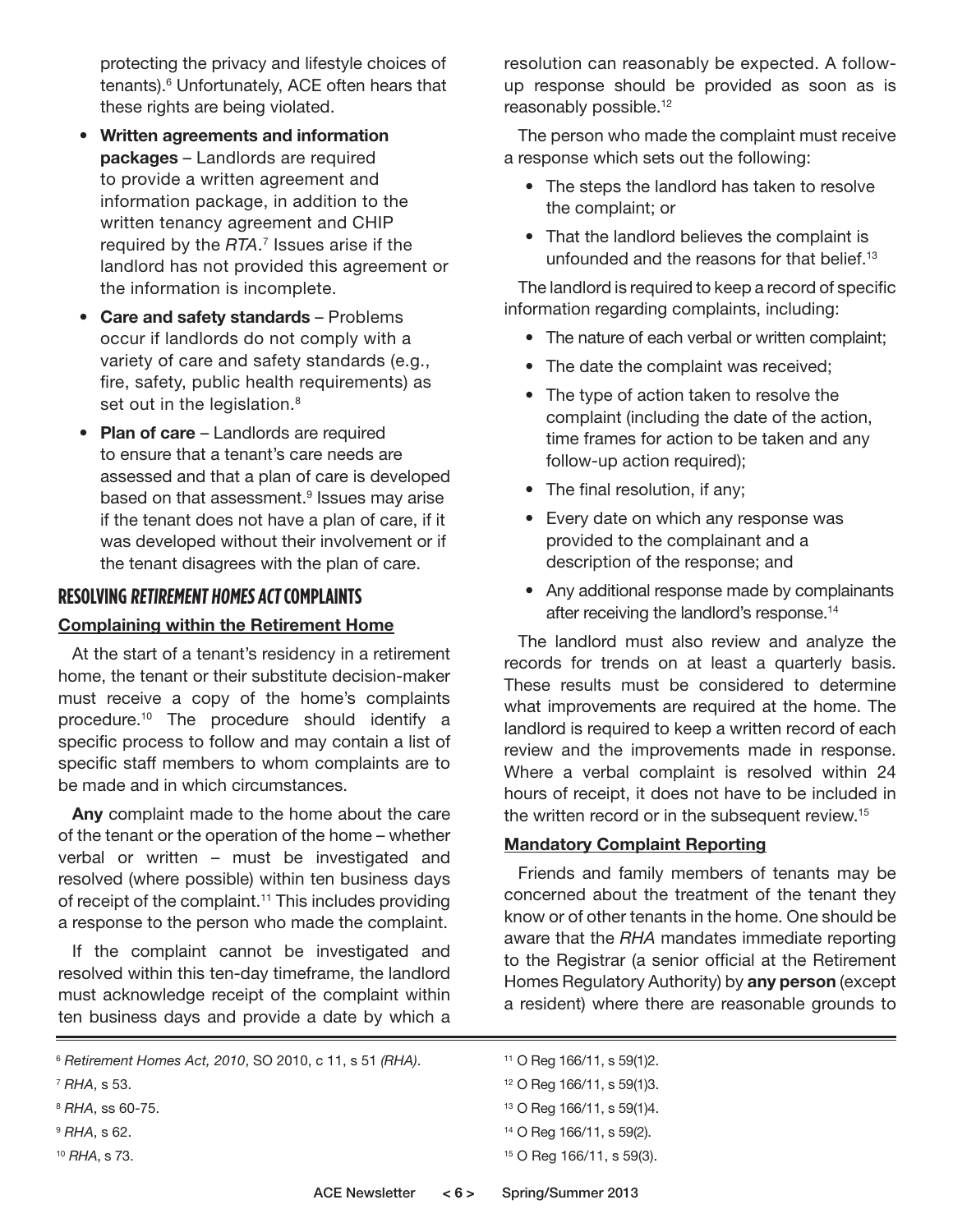protecting the privacy and lifestyle choices of tenants).[6] Unfortunately, ACE often hears that these rights are being violated.

- **Written agreements and information packages** – Landlords are required to provide a written agreement and information package, in addition to the written tenancy agreement and CHIP required by the *RTA*.[7] Issues arise if the landlord has not provided this agreement or the information is incomplete.
- **Care and safety standards** – Problems occur if landlords do not comply with a variety of care and safety standards (e.g., fire, safety, public health requirements) as set out in the legislation.[8]
- **Plan of care** – Landlords are required to ensure that a tenant's care needs are assessed and that a plan of care is developed based on that assessment.[9] Issues may arise if the tenant does not have a plan of care, if it was developed without their involvement or if the tenant disagrees with the plan of care.

## RESOLVING *RETIREMENT HOMES ACT* COMPLAINTS

### Complaining within the Retirement Home

At the start of a tenant's residency in a retirement home, the tenant or their substitute decision-maker must receive a copy of the home's complaints procedure.[10] The procedure should identify a specific process to follow and may contain a list of specific staff members to whom complaints are to be made and in which circumstances.

**Any** complaint made to the home about the care of the tenant or the operation of the home – whether verbal or written – must be investigated and resolved (where possible) within ten business days of receipt of the complaint.[11] This includes providing a response to the person who made the complaint.

If the complaint cannot be investigated and resolved within this ten-day timeframe, the landlord must acknowledge receipt of the complaint within ten business days and provide a date by which a resolution can reasonably be expected. A follow-up response should be provided as soon as is reasonably possible.[12]

The person who made the complaint must receive a response which sets out the following:

- The steps the landlord has taken to resolve the complaint; or
- That the landlord believes the complaint is unfounded and the reasons for that belief.[13]

The landlord is required to keep a record of specific information regarding complaints, including:

- The nature of each verbal or written complaint;
- The date the complaint was received;
- The type of action taken to resolve the complaint (including the date of the action, time frames for action to be taken and any follow-up action required);
- The final resolution, if any;
- Every date on which any response was provided to the complainant and a description of the response; and
- Any additional response made by complainants after receiving the landlord's response.[14]

The landlord must also review and analyze the records for trends on at least a quarterly basis. These results must be considered to determine what improvements are required at the home. The landlord is required to keep a written record of each review and the improvements made in response. Where a verbal complaint is resolved within 24 hours of receipt, it does not have to be included in the written record or in the subsequent review.[15]

### Mandatory Complaint Reporting

Friends and family members of tenants may be concerned about the treatment of the tenant they know or of other tenants in the home. One should be aware that the *RHA* mandates immediate reporting to the Registrar (a senior official at the Retirement Homes Regulatory Authority) by **any person** (except a resident) where there are reasonable grounds to

---

[6] *Retirement Homes Act, 2010*, SO 2010, c 11, s 51 *(RHA)*.

[7] *RHA*, s 53.

[8] *RHA*, ss 60-75.

[9] *RHA*, s 62.

[10] *RHA*, s 73.

[11] O Reg 166/11, s 59(1)2.

[12] O Reg 166/11, s 59(1)3.

[13] O Reg 166/11, s 59(1)4.

[14] O Reg 166/11, s 59(2).

[15] O Reg 166/11, s 59(3).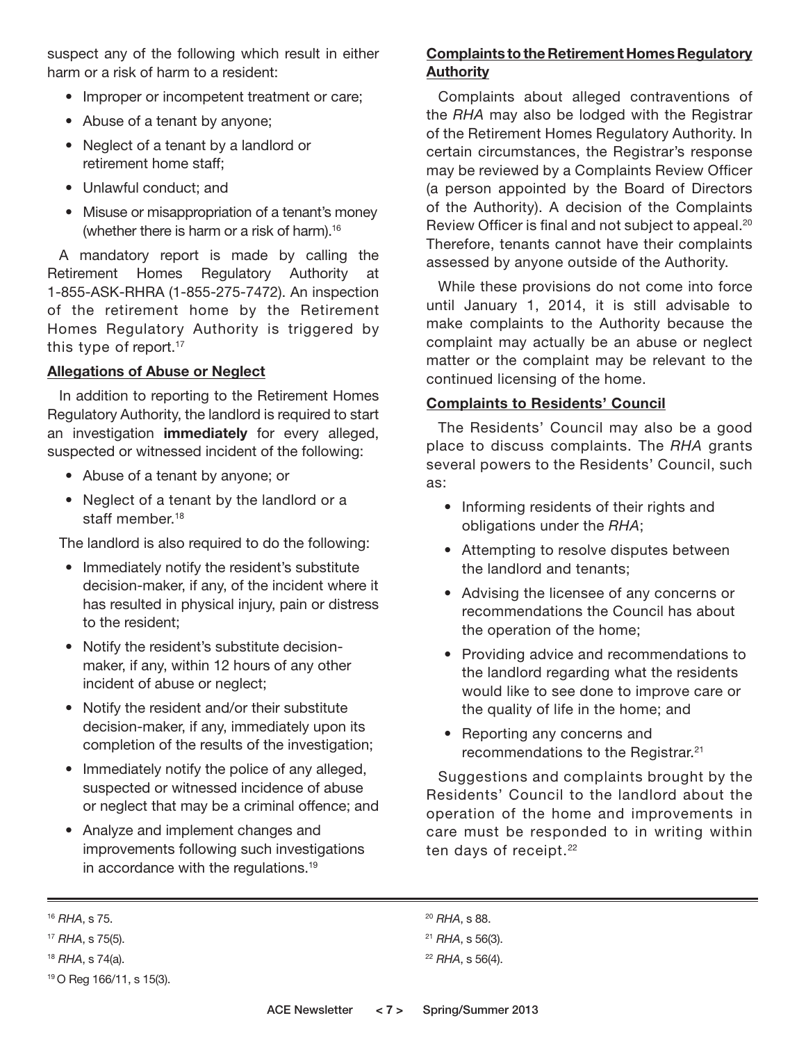suspect any of the following which result in either harm or a risk of harm to a resident:

- Improper or incompetent treatment or care;
- Abuse of a tenant by anyone;
- Neglect of a tenant by a landlord or retirement home staff;
- Unlawful conduct; and
- Misuse or misappropriation of a tenant's money (whether there is harm or a risk of harm).[16]

A mandatory report is made by calling the Retirement Homes Regulatory Authority at 1-855-ASK-RHRA (1-855-275-7472). An inspection of the retirement home by the Retirement Homes Regulatory Authority is triggered by this type of report.[17]

**Allegations of Abuse or Neglect**

In addition to reporting to the Retirement Homes Regulatory Authority, the landlord is required to start an investigation **immediately** for every alleged, suspected or witnessed incident of the following:

- Abuse of a tenant by anyone; or
- Neglect of a tenant by the landlord or a staff member.[18]

The landlord is also required to do the following:

- Immediately notify the resident's substitute decision-maker, if any, of the incident where it has resulted in physical injury, pain or distress to the resident;
- Notify the resident's substitute decision-maker, if any, within 12 hours of any other incident of abuse or neglect;
- Notify the resident and/or their substitute decision-maker, if any, immediately upon its completion of the results of the investigation;
- Immediately notify the police of any alleged, suspected or witnessed incidence of abuse or neglect that may be a criminal offence; and
- Analyze and implement changes and improvements following such investigations in accordance with the regulations.[19]

**Complaints to the Retirement Homes Regulatory Authority**

Complaints about alleged contraventions of the *RHA* may also be lodged with the Registrar of the Retirement Homes Regulatory Authority. In certain circumstances, the Registrar's response may be reviewed by a Complaints Review Officer (a person appointed by the Board of Directors of the Authority). A decision of the Complaints Review Officer is final and not subject to appeal.[20] Therefore, tenants cannot have their complaints assessed by anyone outside of the Authority.

While these provisions do not come into force until January 1, 2014, it is still advisable to make complaints to the Authority because the complaint may actually be an abuse or neglect matter or the complaint may be relevant to the continued licensing of the home.

**Complaints to Residents' Council**

The Residents' Council may also be a good place to discuss complaints. The *RHA* grants several powers to the Residents' Council, such as:

- Informing residents of their rights and obligations under the *RHA*;
- Attempting to resolve disputes between the landlord and tenants;
- Advising the licensee of any concerns or recommendations the Council has about the operation of the home;
- Providing advice and recommendations to the landlord regarding what the residents would like to see done to improve care or the quality of life in the home; and
- Reporting any concerns and recommendations to the Registrar.[21]

Suggestions and complaints brought by the Residents' Council to the landlord about the operation of the home and improvements in care must be responded to in writing within ten days of receipt.[22]

---

[16] *RHA*, s 75.

[17] *RHA*, s 75(5).

[18] *RHA*, s 74(a).

[19] O Reg 166/11, s 15(3).

[20] *RHA*, s 88.

[21] *RHA*, s 56(3).

[22] *RHA*, s 56(4).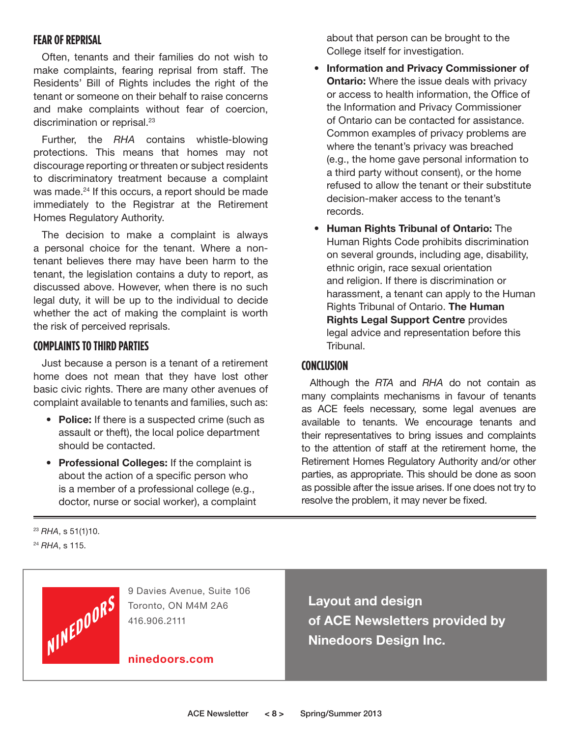## FEAR OF REPRISAL

Often, tenants and their families do not wish to make complaints, fearing reprisal from staff. The Residents' Bill of Rights includes the right of the tenant or someone on their behalf to raise concerns and make complaints without fear of coercion, discrimination or reprisal.[23]

Further, the *RHA* contains whistle-blowing protections. This means that homes may not discourage reporting or threaten or subject residents to discriminatory treatment because a complaint was made.[24] If this occurs, a report should be made immediately to the Registrar at the Retirement Homes Regulatory Authority.

The decision to make a complaint is always a personal choice for the tenant. Where a non-tenant believes there may have been harm to the tenant, the legislation contains a duty to report, as discussed above. However, when there is no such legal duty, it will be up to the individual to decide whether the act of making the complaint is worth the risk of perceived reprisals.

## COMPLAINTS TO THIRD PARTIES

Just because a person is a tenant of a retirement home does not mean that they have lost other basic civic rights. There are many other avenues of complaint available to tenants and families, such as:

- **Police:** If there is a suspected crime (such as assault or theft), the local police department should be contacted.
- **Professional Colleges:** If the complaint is about the action of a specific person who is a member of a professional college (e.g., doctor, nurse or social worker), a complaint about that person can be brought to the College itself for investigation.
- **Information and Privacy Commissioner of Ontario:** Where the issue deals with privacy or access to health information, the Office of the Information and Privacy Commissioner of Ontario can be contacted for assistance. Common examples of privacy problems are where the tenant's privacy was breached (e.g., the home gave personal information to a third party without consent), or the home refused to allow the tenant or their substitute decision-maker access to the tenant's records.
- **Human Rights Tribunal of Ontario:** The Human Rights Code prohibits discrimination on several grounds, including age, disability, ethnic origin, race sexual orientation and religion. If there is discrimination or harassment, a tenant can apply to the Human Rights Tribunal of Ontario. **The Human Rights Legal Support Centre** provides legal advice and representation before this Tribunal.

## CONCLUSION

Although the *RTA* and *RHA* do not contain as many complaints mechanisms in favour of tenants as ACE feels necessary, some legal avenues are available to tenants. We encourage tenants and their representatives to bring issues and complaints to the attention of staff at the retirement home, the Retirement Homes Regulatory Authority and/or other parties, as appropriate. This should be done as soon as possible after the issue arises. If one does not try to resolve the problem, it may never be fixed.

---

[23] *RHA*, s 51(1)10.

[24] *RHA*, s 115.

NINEDOORS

9 Davies Avenue, Suite 106
Toronto, ON M4M 2A6
416.906.2111

**ninedoors.com**

**Layout and design of ACE Newsletters provided by Ninedoors Design Inc.**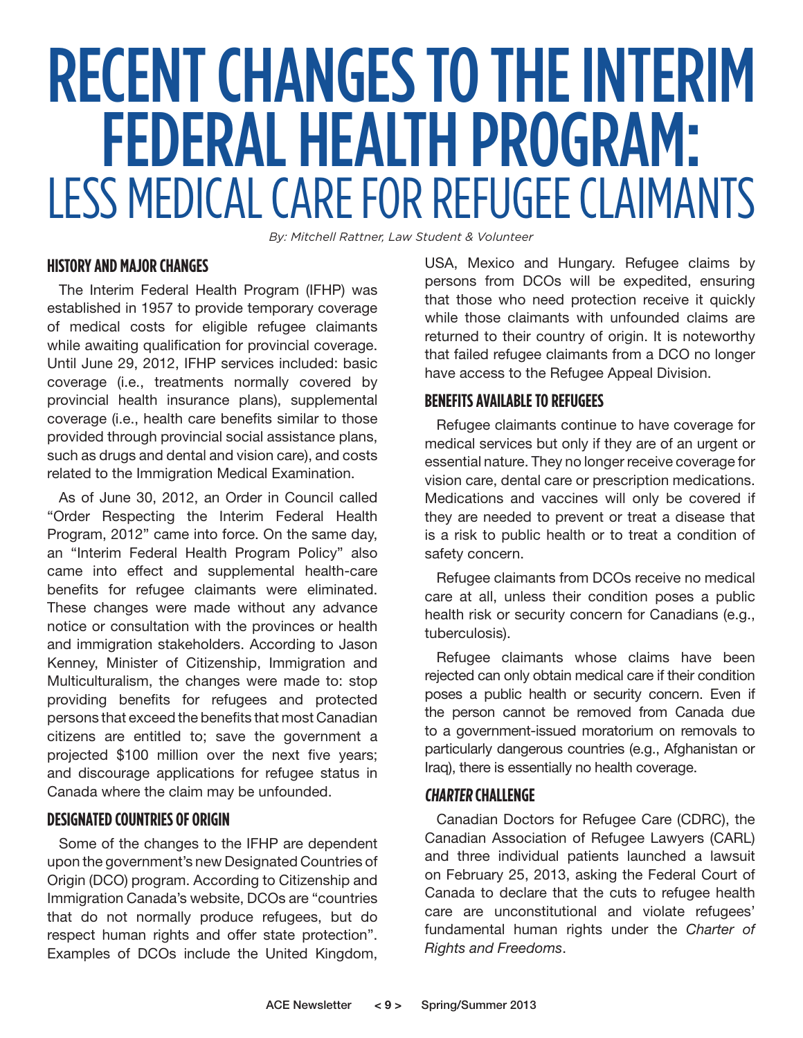# RECENT CHANGES TO THE INTERIM FEDERAL HEALTH PROGRAM: LESS MEDICAL CARE FOR REFUGEE CLAIMANTS

*By: Mitchell Rattner, Law Student & Volunteer*

## HISTORY AND MAJOR CHANGES

The Interim Federal Health Program (IFHP) was established in 1957 to provide temporary coverage of medical costs for eligible refugee claimants while awaiting qualification for provincial coverage. Until June 29, 2012, IFHP services included: basic coverage (i.e., treatments normally covered by provincial health insurance plans), supplemental coverage (i.e., health care benefits similar to those provided through provincial social assistance plans, such as drugs and dental and vision care), and costs related to the Immigration Medical Examination.

As of June 30, 2012, an Order in Council called "Order Respecting the Interim Federal Health Program, 2012" came into force. On the same day, an "Interim Federal Health Program Policy" also came into effect and supplemental health-care benefits for refugee claimants were eliminated. These changes were made without any advance notice or consultation with the provinces or health and immigration stakeholders. According to Jason Kenney, Minister of Citizenship, Immigration and Multiculturalism, the changes were made to: stop providing benefits for refugees and protected persons that exceed the benefits that most Canadian citizens are entitled to; save the government a projected $100 million over the next five years; and discourage applications for refugee status in Canada where the claim may be unfounded.

## DESIGNATED COUNTRIES OF ORIGIN

Some of the changes to the IFHP are dependent upon the government's new Designated Countries of Origin (DCO) program. According to Citizenship and Immigration Canada's website, DCOs are "countries that do not normally produce refugees, but do respect human rights and offer state protection". Examples of DCOs include the United Kingdom, USA, Mexico and Hungary. Refugee claims by persons from DCOs will be expedited, ensuring that those who need protection receive it quickly while those claimants with unfounded claims are returned to their country of origin. It is noteworthy that failed refugee claimants from a DCO no longer have access to the Refugee Appeal Division.

## BENEFITS AVAILABLE TO REFUGEES

Refugee claimants continue to have coverage for medical services but only if they are of an urgent or essential nature. They no longer receive coverage for vision care, dental care or prescription medications. Medications and vaccines will only be covered if they are needed to prevent or treat a disease that is a risk to public health or to treat a condition of safety concern.

Refugee claimants from DCOs receive no medical care at all, unless their condition poses a public health risk or security concern for Canadians (e.g., tuberculosis).

Refugee claimants whose claims have been rejected can only obtain medical care if their condition poses a public health or security concern. Even if the person cannot be removed from Canada due to a government-issued moratorium on removals to particularly dangerous countries (e.g., Afghanistan or Iraq), there is essentially no health coverage.

## *CHARTER* CHALLENGE

Canadian Doctors for Refugee Care (CDRC), the Canadian Association of Refugee Lawyers (CARL) and three individual patients launched a lawsuit on February 25, 2013, asking the Federal Court of Canada to declare that the cuts to refugee health care are unconstitutional and violate refugees' fundamental human rights under the *Charter of Rights and Freedoms*.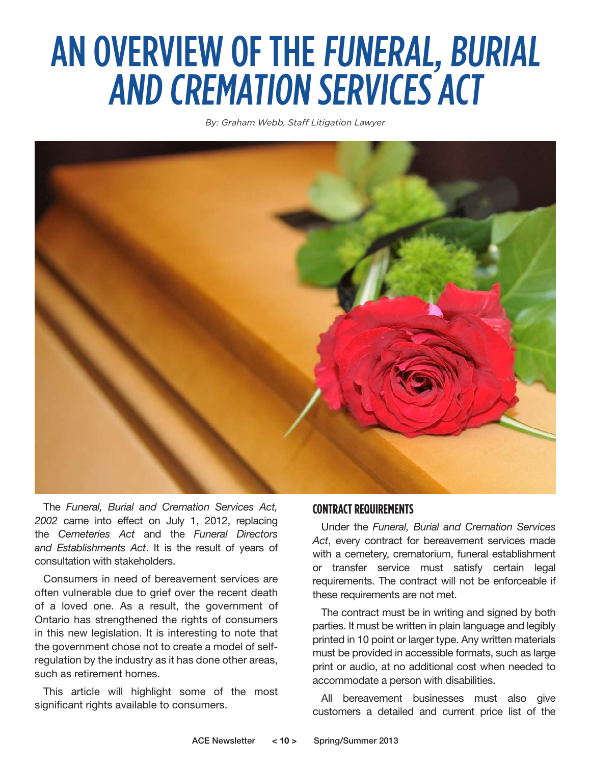# AN OVERVIEW OF THE *FUNERAL, BURIAL AND CREMATION SERVICES ACT*

*By: Graham Webb, Staff Litigation Lawyer*

The *Funeral, Burial and Cremation Services Act, 2002* came into effect on July 1, 2012, replacing the *Cemeteries Act* and the *Funeral Directors and Establishments Act*. It is the result of years of consultation with stakeholders.

Consumers in need of bereavement services are often vulnerable due to grief over the recent death of a loved one. As a result, the government of Ontario has strengthened the rights of consumers in this new legislation. It is interesting to note that the government chose not to create a model of self-regulation by the industry as it has done other areas, such as retirement homes.

This article will highlight some of the most significant rights available to consumers.

## CONTRACT REQUIREMENTS

Under the *Funeral, Burial and Cremation Services Act*, every contract for bereavement services made with a cemetery, crematorium, funeral establishment or transfer service must satisfy certain legal requirements. The contract will not be enforceable if these requirements are not met.

The contract must be in writing and signed by both parties. It must be written in plain language and legibly printed in 10 point or larger type. Any written materials must be provided in accessible formats, such as large print or audio, at no additional cost when needed to accommodate a person with disabilities.

All bereavement businesses must also give customers a detailed and current price list of the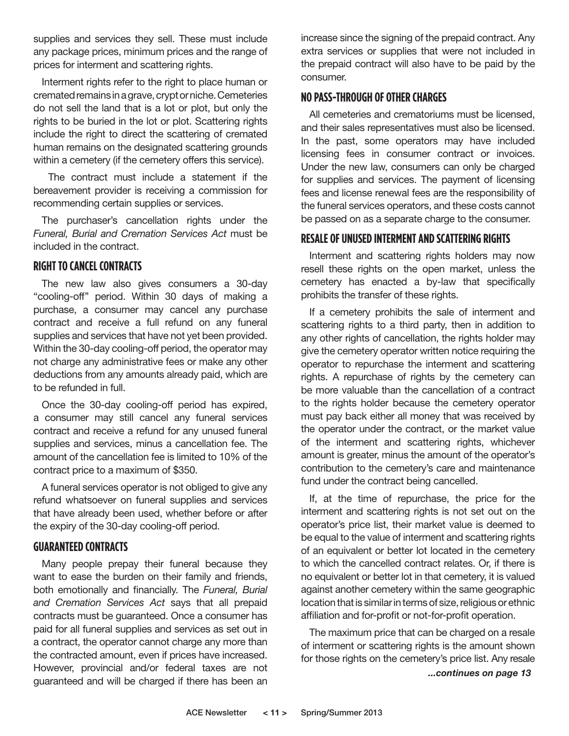supplies and services they sell. These must include any package prices, minimum prices and the range of prices for interment and scattering rights.

Interment rights refer to the right to place human or cremated remains in a grave, crypt or niche. Cemeteries do not sell the land that is a lot or plot, but only the rights to be buried in the lot or plot. Scattering rights include the right to direct the scattering of cremated human remains on the designated scattering grounds within a cemetery (if the cemetery offers this service).

The contract must include a statement if the bereavement provider is receiving a commission for recommending certain supplies or services.

The purchaser's cancellation rights under the *Funeral, Burial and Cremation Services Act* must be included in the contract.

## RIGHT TO CANCEL CONTRACTS

The new law also gives consumers a 30-day "cooling-off" period. Within 30 days of making a purchase, a consumer may cancel any purchase contract and receive a full refund on any funeral supplies and services that have not yet been provided. Within the 30-day cooling-off period, the operator may not charge any administrative fees or make any other deductions from any amounts already paid, which are to be refunded in full.

Once the 30-day cooling-off period has expired, a consumer may still cancel any funeral services contract and receive a refund for any unused funeral supplies and services, minus a cancellation fee. The amount of the cancellation fee is limited to 10% of the contract price to a maximum of $350.

A funeral services operator is not obliged to give any refund whatsoever on funeral supplies and services that have already been used, whether before or after the expiry of the 30-day cooling-off period.

## GUARANTEED CONTRACTS

Many people prepay their funeral because they want to ease the burden on their family and friends, both emotionally and financially. The *Funeral, Burial and Cremation Services Act* says that all prepaid contracts must be guaranteed. Once a consumer has paid for all funeral supplies and services as set out in a contract, the operator cannot charge any more than the contracted amount, even if prices have increased. However, provincial and/or federal taxes are not guaranteed and will be charged if there has been an increase since the signing of the prepaid contract. Any extra services or supplies that were not included in the prepaid contract will also have to be paid by the consumer.

## NO PASS-THROUGH OF OTHER CHARGES

All cemeteries and crematoriums must be licensed, and their sales representatives must also be licensed. In the past, some operators may have included licensing fees in consumer contract or invoices. Under the new law, consumers can only be charged for supplies and services. The payment of licensing fees and license renewal fees are the responsibility of the funeral services operators, and these costs cannot be passed on as a separate charge to the consumer.

## RESALE OF UNUSED INTERMENT AND SCATTERING RIGHTS

Interment and scattering rights holders may now resell these rights on the open market, unless the cemetery has enacted a by-law that specifically prohibits the transfer of these rights.

If a cemetery prohibits the sale of interment and scattering rights to a third party, then in addition to any other rights of cancellation, the rights holder may give the cemetery operator written notice requiring the operator to repurchase the interment and scattering rights. A repurchase of rights by the cemetery can be more valuable than the cancellation of a contract to the rights holder because the cemetery operator must pay back either all money that was received by the operator under the contract, or the market value of the interment and scattering rights, whichever amount is greater, minus the amount of the operator's contribution to the cemetery's care and maintenance fund under the contract being cancelled.

If, at the time of repurchase, the price for the interment and scattering rights is not set out on the operator's price list, their market value is deemed to be equal to the value of interment and scattering rights of an equivalent or better lot located in the cemetery to which the cancelled contract relates. Or, if there is no equivalent or better lot in that cemetery, it is valued against another cemetery within the same geographic location that is similar in terms of size, religious or ethnic affiliation and for-profit or not-for-profit operation.

The maximum price that can be charged on a resale of interment or scattering rights is the amount shown for those rights on the cemetery's price list. Any resale

*...continues on page 13*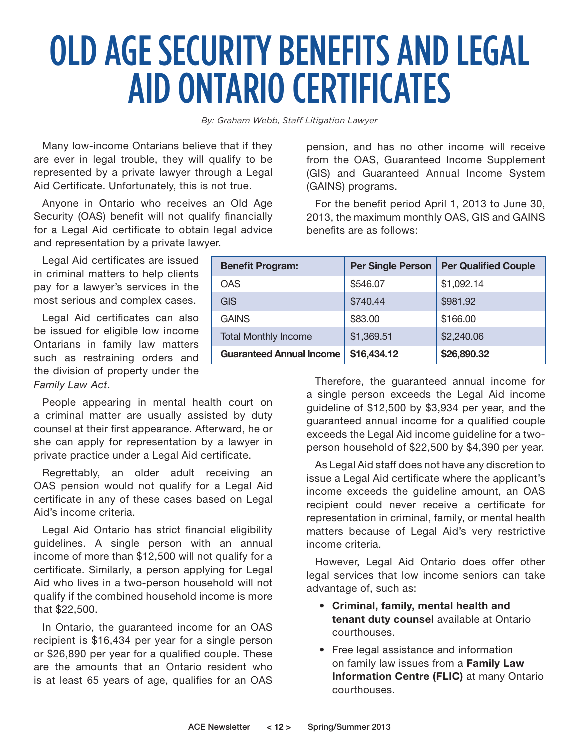# OLD AGE SECURITY BENEFITS AND LEGAL AID ONTARIO CERTIFICATES

*By: Graham Webb, Staff Litigation Lawyer*

Many low-income Ontarians believe that if they are ever in legal trouble, they will qualify to be represented by a private lawyer through a Legal Aid Certificate. Unfortunately, this is not true.

Anyone in Ontario who receives an Old Age Security (OAS) benefit will not qualify financially for a Legal Aid certificate to obtain legal advice and representation by a private lawyer.

Legal Aid certificates are issued in criminal matters to help clients pay for a lawyer's services in the most serious and complex cases.

Legal Aid certificates can also be issued for eligible low income Ontarians in family law matters such as restraining orders and the division of property under the *Family Law Act*.

People appearing in mental health court on a criminal matter are usually assisted by duty counsel at their first appearance. Afterward, he or she can apply for representation by a lawyer in private practice under a Legal Aid certificate.

Regrettably, an older adult receiving an OAS pension would not qualify for a Legal Aid certificate in any of these cases based on Legal Aid's income criteria.

Legal Aid Ontario has strict financial eligibility guidelines. A single person with an annual income of more than $12,500 will not qualify for a certificate. Similarly, a person applying for Legal Aid who lives in a two-person household will not qualify if the combined household income is more that $22,500.

In Ontario, the guaranteed income for an OAS recipient is $16,434 per year for a single person or $26,890 per year for a qualified couple. These are the amounts that an Ontario resident who is at least 65 years of age, qualifies for an OAS pension, and has no other income will receive from the OAS, Guaranteed Income Supplement (GIS) and Guaranteed Annual Income System (GAINS) programs.

For the benefit period April 1, 2013 to June 30, 2013, the maximum monthly OAS, GIS and GAINS benefits are as follows:

| Benefit Program: | Per Single Person | Per Qualified Couple |
|---|---|---|
| OAS | $546.07 | $1,092.14 |
| GIS | $740.44 | $981.92 |
| GAINS | $83.00 | $166.00 |
| Total Monthly Income | $1,369.51 | $2,240.06 |
| **Guaranteed Annual Income** | **$16,434.12** | **$26,890.32** |

Therefore, the guaranteed annual income for a single person exceeds the Legal Aid income guideline of $12,500 by $3,934 per year, and the guaranteed annual income for a qualified couple exceeds the Legal Aid income guideline for a two-person household of $22,500 by $4,390 per year.

As Legal Aid staff does not have any discretion to issue a Legal Aid certificate where the applicant's income exceeds the guideline amount, an OAS recipient could never receive a certificate for representation in criminal, family, or mental health matters because of Legal Aid's very restrictive income criteria.

However, Legal Aid Ontario does offer other legal services that low income seniors can take advantage of, such as:

- **Criminal, family, mental health and tenant duty counsel** available at Ontario courthouses.
- Free legal assistance and information on family law issues from a **Family Law Information Centre (FLIC)** at many Ontario courthouses.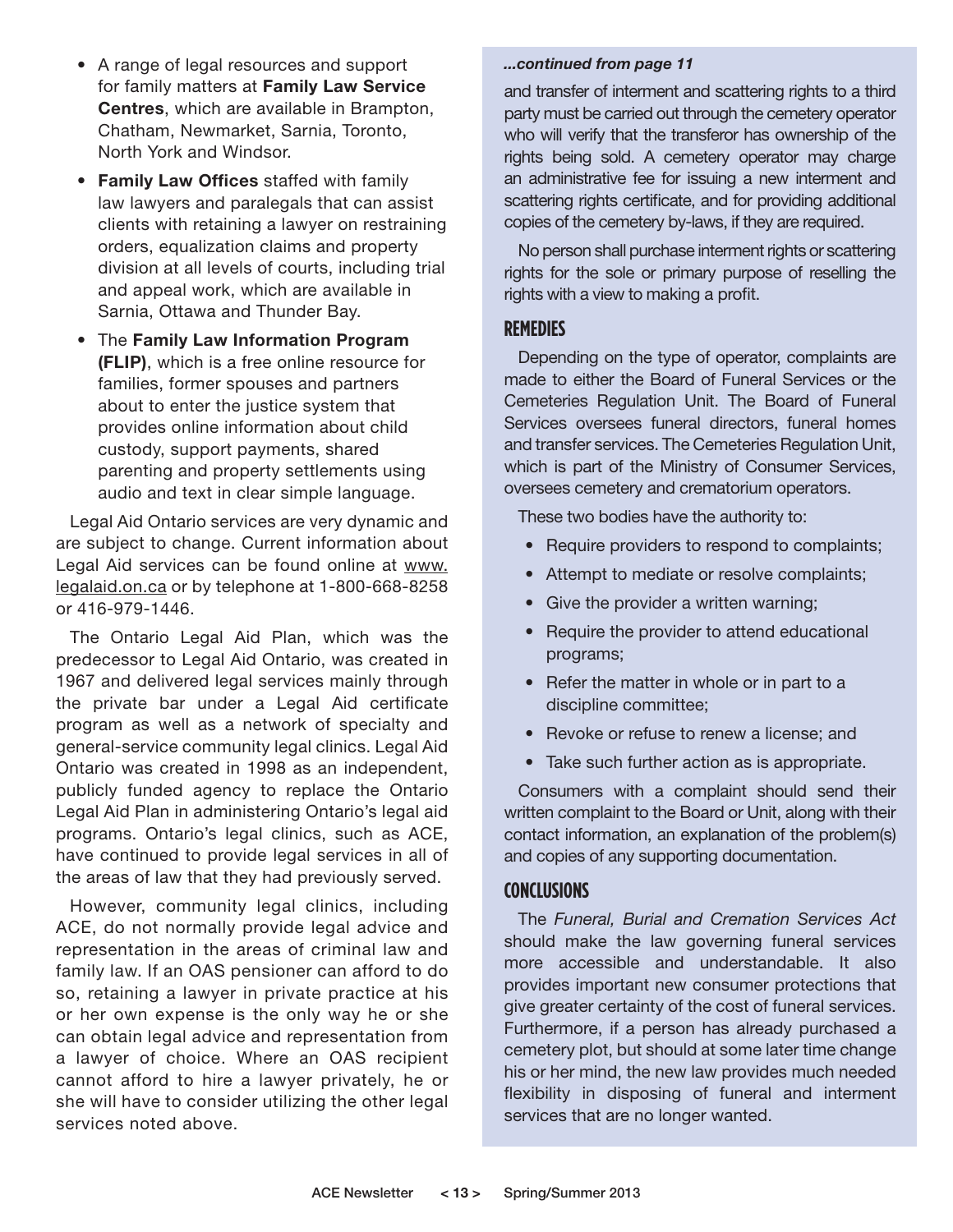- A range of legal resources and support for family matters at **Family Law Service Centres**, which are available in Brampton, Chatham, Newmarket, Sarnia, Toronto, North York and Windsor.
- **Family Law Offices** staffed with family law lawyers and paralegals that can assist clients with retaining a lawyer on restraining orders, equalization claims and property division at all levels of courts, including trial and appeal work, which are available in Sarnia, Ottawa and Thunder Bay.
- The **Family Law Information Program (FLIP)**, which is a free online resource for families, former spouses and partners about to enter the justice system that provides online information about child custody, support payments, shared parenting and property settlements using audio and text in clear simple language.

Legal Aid Ontario services are very dynamic and are subject to change. Current information about Legal Aid services can be found online at www.legalaid.on.ca or by telephone at 1-800-668-8258 or 416-979-1446.

The Ontario Legal Aid Plan, which was the predecessor to Legal Aid Ontario, was created in 1967 and delivered legal services mainly through the private bar under a Legal Aid certificate program as well as a network of specialty and general-service community legal clinics. Legal Aid Ontario was created in 1998 as an independent, publicly funded agency to replace the Ontario Legal Aid Plan in administering Ontario's legal aid programs. Ontario's legal clinics, such as ACE, have continued to provide legal services in all of the areas of law that they had previously served.

However, community legal clinics, including ACE, do not normally provide legal advice and representation in the areas of criminal law and family law. If an OAS pensioner can afford to do so, retaining a lawyer in private practice at his or her own expense is the only way he or she can obtain legal advice and representation from a lawyer of choice. Where an OAS recipient cannot afford to hire a lawyer privately, he or she will have to consider utilizing the other legal services noted above.

***...continued from page 11***

and transfer of interment and scattering rights to a third party must be carried out through the cemetery operator who will verify that the transferor has ownership of the rights being sold. A cemetery operator may charge an administrative fee for issuing a new interment and scattering rights certificate, and for providing additional copies of the cemetery by-laws, if they are required.

No person shall purchase interment rights or scattering rights for the sole or primary purpose of reselling the rights with a view to making a profit.

## REMEDIES

Depending on the type of operator, complaints are made to either the Board of Funeral Services or the Cemeteries Regulation Unit. The Board of Funeral Services oversees funeral directors, funeral homes and transfer services. The Cemeteries Regulation Unit, which is part of the Ministry of Consumer Services, oversees cemetery and crematorium operators.

These two bodies have the authority to:

- Require providers to respond to complaints;
- Attempt to mediate or resolve complaints;
- Give the provider a written warning;
- Require the provider to attend educational programs;
- Refer the matter in whole or in part to a discipline committee;
- Revoke or refuse to renew a license; and
- Take such further action as is appropriate.

Consumers with a complaint should send their written complaint to the Board or Unit, along with their contact information, an explanation of the problem(s) and copies of any supporting documentation.

## CONCLUSIONS

The *Funeral, Burial and Cremation Services Act* should make the law governing funeral services more accessible and understandable. It also provides important new consumer protections that give greater certainty of the cost of funeral services. Furthermore, if a person has already purchased a cemetery plot, but should at some later time change his or her mind, the new law provides much needed flexibility in disposing of funeral and interment services that are no longer wanted.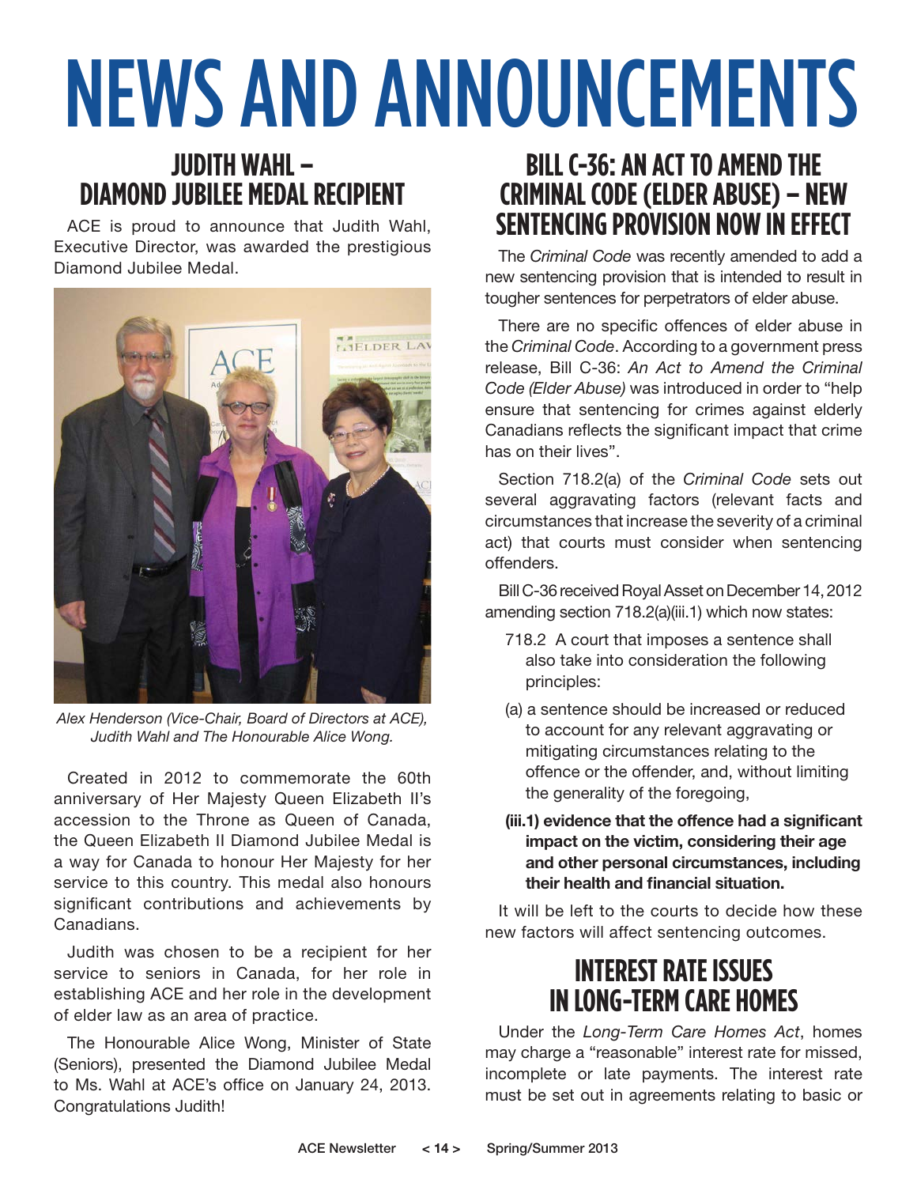# NEWS AND ANNOUNCEMENTS

## JUDITH WAHL – DIAMOND JUBILEE MEDAL RECIPIENT

ACE is proud to announce that Judith Wahl, Executive Director, was awarded the prestigious Diamond Jubilee Medal.

*Alex Henderson (Vice-Chair, Board of Directors at ACE), Judith Wahl and The Honourable Alice Wong.*

Created in 2012 to commemorate the 60th anniversary of Her Majesty Queen Elizabeth II's accession to the Throne as Queen of Canada, the Queen Elizabeth II Diamond Jubilee Medal is a way for Canada to honour Her Majesty for her service to this country. This medal also honours significant contributions and achievements by Canadians.

Judith was chosen to be a recipient for her service to seniors in Canada, for her role in establishing ACE and her role in the development of elder law as an area of practice.

The Honourable Alice Wong, Minister of State (Seniors), presented the Diamond Jubilee Medal to Ms. Wahl at ACE's office on January 24, 2013. Congratulations Judith!

## BILL C-36: AN ACT TO AMEND THE CRIMINAL CODE (ELDER ABUSE) – NEW SENTENCING PROVISION NOW IN EFFECT

The *Criminal Code* was recently amended to add a new sentencing provision that is intended to result in tougher sentences for perpetrators of elder abuse.

There are no specific offences of elder abuse in the *Criminal Code*. According to a government press release, Bill C-36: *An Act to Amend the Criminal Code (Elder Abuse)* was introduced in order to "help ensure that sentencing for crimes against elderly Canadians reflects the significant impact that crime has on their lives".

Section 718.2(a) of the *Criminal Code* sets out several aggravating factors (relevant facts and circumstances that increase the severity of a criminal act) that courts must consider when sentencing offenders.

Bill C-36 received Royal Asset on December 14, 2012 amending section 718.2(a)(iii.1) which now states:

> 718.2 A court that imposes a sentence shall also take into consideration the following principles:
>
> (a) a sentence should be increased or reduced to account for any relevant aggravating or mitigating circumstances relating to the offence or the offender, and, without limiting the generality of the foregoing,
>
> **(iii.1) evidence that the offence had a significant impact on the victim, considering their age and other personal circumstances, including their health and financial situation.**

It will be left to the courts to decide how these new factors will affect sentencing outcomes.

## INTEREST RATE ISSUES IN LONG-TERM CARE HOMES

Under the *Long-Term Care Homes Act*, homes may charge a "reasonable" interest rate for missed, incomplete or late payments. The interest rate must be set out in agreements relating to basic or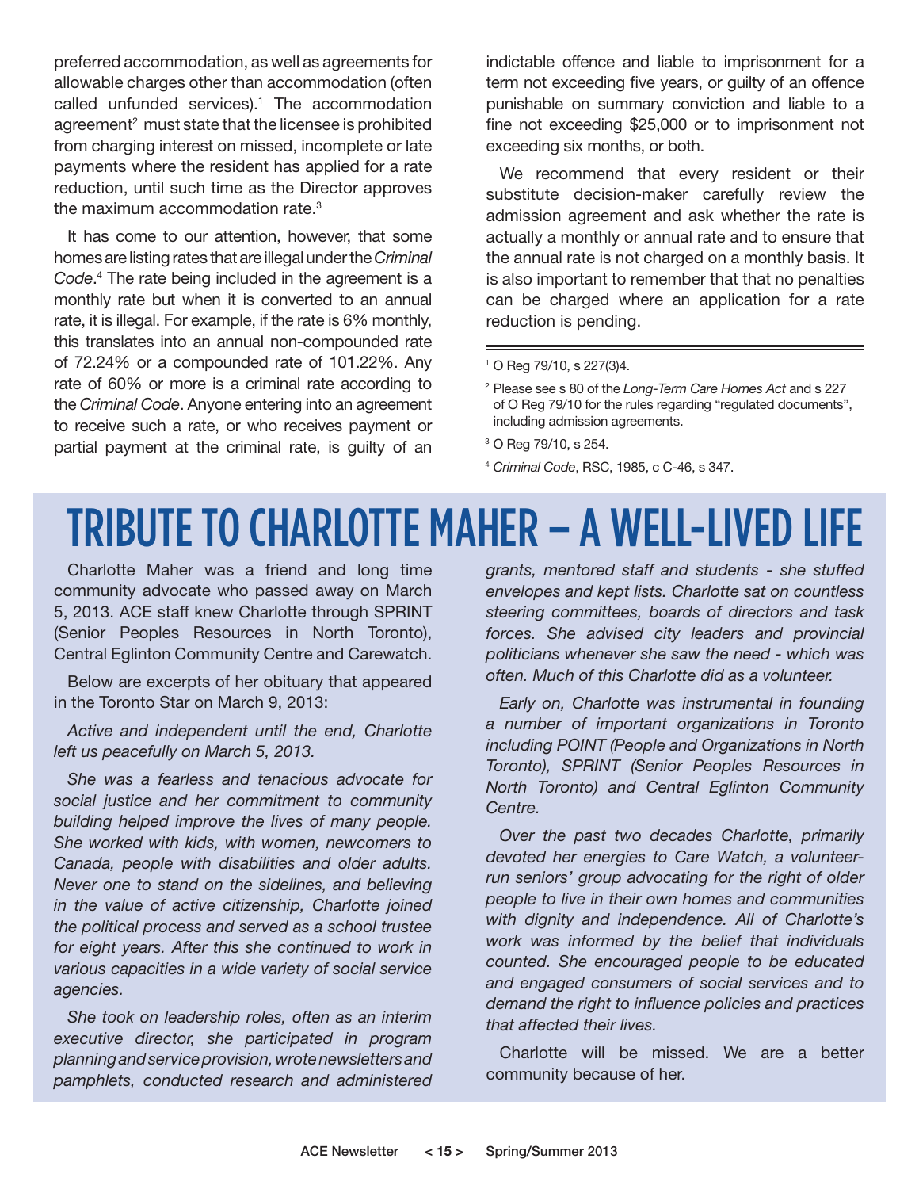preferred accommodation, as well as agreements for allowable charges other than accommodation (often called unfunded services).[1] The accommodation agreement[2] must state that the licensee is prohibited from charging interest on missed, incomplete or late payments where the resident has applied for a rate reduction, until such time as the Director approves the maximum accommodation rate.[3]

It has come to our attention, however, that some homes are listing rates that are illegal under the *Criminal Code*.[4] The rate being included in the agreement is a monthly rate but when it is converted to an annual rate, it is illegal. For example, if the rate is 6% monthly, this translates into an annual non-compounded rate of 72.24% or a compounded rate of 101.22%. Any rate of 60% or more is a criminal rate according to the *Criminal Code*. Anyone entering into an agreement to receive such a rate, or who receives payment or partial payment at the criminal rate, is guilty of an indictable offence and liable to imprisonment for a term not exceeding five years, or guilty of an offence punishable on summary conviction and liable to a fine not exceeding $25,000 or to imprisonment not exceeding six months, or both.

We recommend that every resident or their substitute decision-maker carefully review the admission agreement and ask whether the rate is actually a monthly or annual rate and to ensure that the annual rate is not charged on a monthly basis. It is also important to remember that that no penalties can be charged where an application for a rate reduction is pending.

---

[1] O Reg 79/10, s 227(3)4.

[2] Please see s 80 of the *Long-Term Care Homes Act* and s 227 of O Reg 79/10 for the rules regarding "regulated documents", including admission agreements.

[3] O Reg 79/10, s 254.

[4] *Criminal Code*, RSC, 1985, c C-46, s 347.

# TRIBUTE TO CHARLOTTE MAHER – A WELL-LIVED LIFE

Charlotte Maher was a friend and long time community advocate who passed away on March 5, 2013. ACE staff knew Charlotte through SPRINT (Senior Peoples Resources in North Toronto), Central Eglinton Community Centre and Carewatch.

Below are excerpts of her obituary that appeared in the Toronto Star on March 9, 2013:

*Active and independent until the end, Charlotte left us peacefully on March 5, 2013.*

*She was a fearless and tenacious advocate for social justice and her commitment to community building helped improve the lives of many people. She worked with kids, with women, newcomers to Canada, people with disabilities and older adults. Never one to stand on the sidelines, and believing in the value of active citizenship, Charlotte joined the political process and served as a school trustee for eight years. After this she continued to work in various capacities in a wide variety of social service agencies.*

*She took on leadership roles, often as an interim executive director, she participated in program planning and service provision, wrote newsletters and pamphlets, conducted research and administered grants, mentored staff and students - she stuffed envelopes and kept lists. Charlotte sat on countless steering committees, boards of directors and task forces. She advised city leaders and provincial politicians whenever she saw the need - which was often. Much of this Charlotte did as a volunteer.*

*Early on, Charlotte was instrumental in founding a number of important organizations in Toronto including POINT (People and Organizations in North Toronto), SPRINT (Senior Peoples Resources in North Toronto) and Central Eglinton Community Centre.*

*Over the past two decades Charlotte, primarily devoted her energies to Care Watch, a volunteer-run seniors' group advocating for the right of older people to live in their own homes and communities with dignity and independence. All of Charlotte's work was informed by the belief that individuals counted. She encouraged people to be educated and engaged consumers of social services and to demand the right to influence policies and practices that affected their lives.*

Charlotte will be missed. We are a better community because of her.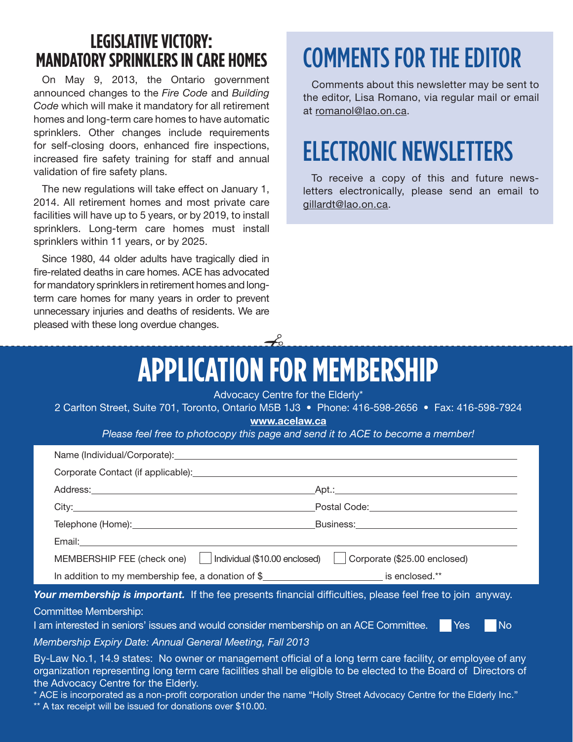## LEGISLATIVE VICTORY: MANDATORY SPRINKLERS IN CARE HOMES

On May 9, 2013, the Ontario government announced changes to the *Fire Code* and *Building Code* which will make it mandatory for all retirement homes and long-term care homes to have automatic sprinklers. Other changes include requirements for self-closing doors, enhanced fire inspections, increased fire safety training for staff and annual validation of fire safety plans.

The new regulations will take effect on January 1, 2014. All retirement homes and most private care facilities will have up to 5 years, or by 2019, to install sprinklers. Long-term care homes must install sprinklers within 11 years, or by 2025.

Since 1980, 44 older adults have tragically died in fire-related deaths in care homes. ACE has advocated for mandatory sprinklers in retirement homes and long-term care homes for many years in order to prevent unnecessary injuries and deaths of residents. We are pleased with these long overdue changes.

## COMMENTS FOR THE EDITOR

Comments about this newsletter may be sent to the editor, Lisa Romano, via regular mail or email at romanol@lao.on.ca.

## ELECTRONIC NEWSLETTERS

To receive a copy of this and future newsletters electronically, please send an email to gillardt@lao.on.ca.

# APPLICATION FOR MEMBERSHIP

Advocacy Centre for the Elderly*

2 Carlton Street, Suite 701, Toronto, Ontario M5B 1J3 • Phone: 416-598-2656 • Fax: 416-598-7924

**www.acelaw.ca**

*Please feel free to photocopy this page and send it to ACE to become a member!*

Name (Individual/Corporate): ____________________

Corporate Contact (if applicable): ____________________

Address: ____________________ Apt.: ____________________

City: ____________________ Postal Code: ____________________

Telephone (Home): ____________________ Business: ____________________

Email: ____________________

MEMBERSHIP FEE (check one) ☐ Individual ($10.00 enclosed) ☐ Corporate ($25.00 enclosed)

In addition to my membership fee, a donation of $____________ is enclosed.**

***Your membership is important.*** If the fee presents financial difficulties, please feel free to join anyway.

Committee Membership:

I am interested in seniors' issues and would consider membership on an ACE Committee. ☐ Yes ☐ No

*Membership Expiry Date: Annual General Meeting, Fall 2013*

By-Law No.1, 14.9 states: No owner or management official of a long term care facility, or employee of any organization representing long term care facilities shall be eligible to be elected to the Board of Directors of the Advocacy Centre for the Elderly.

\* ACE is incorporated as a non-profit corporation under the name "Holly Street Advocacy Centre for the Elderly Inc."

\*\* A tax receipt will be issued for donations over $10.00.